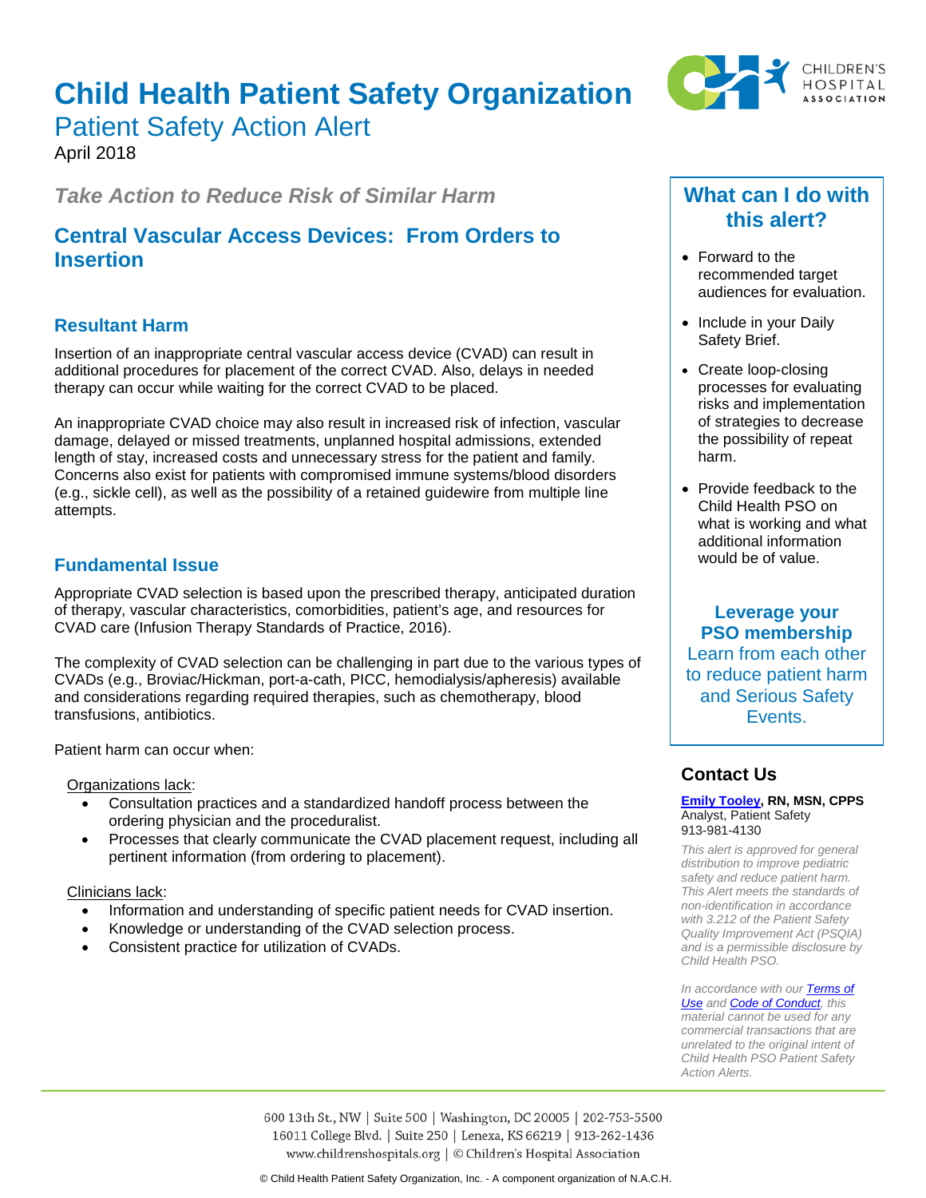# Child Health Patient Safety Organization

## Patient Safety Action Alert

April 2018

### *Take Action to Reduce Risk of Similar Harm*

## Central Vascular Access Devices: From Orders to Insertion

### Resultant Harm

Insertion of an inappropriate central vascular access device (CVAD) can result in additional procedures for placement of the correct CVAD. Also, delays in needed therapy can occur while waiting for the correct CVAD to be placed.

An inappropriate CVAD choice may also result in increased risk of infection, vascular damage, delayed or missed treatments, unplanned hospital admissions, extended length of stay, increased costs and unnecessary stress for the patient and family. Concerns also exist for patients with compromised immune systems/blood disorders (e.g., sickle cell), as well as the possibility of a retained guidewire from multiple line attempts.

### Fundamental Issue

Appropriate CVAD selection is based upon the prescribed therapy, anticipated duration of therapy, vascular characteristics, comorbidities, patient's age, and resources for CVAD care (Infusion Therapy Standards of Practice, 2016).

The complexity of CVAD selection can be challenging in part due to the various types of CVADs (e.g., Broviac/Hickman, port-a-cath, PICC, hemodialysis/apheresis) available and considerations regarding required therapies, such as chemotherapy, blood transfusions, antibiotics.

Patient harm can occur when:

Organizations lack:

- Consultation practices and a standardized handoff process between the ordering physician and the proceduralist.
- Processes that clearly communicate the CVAD placement request, including all pertinent information (from ordering to placement).

Clinicians lack:

- Information and understanding of specific patient needs for CVAD insertion.
- Knowledge or understanding of the CVAD selection process.
- Consistent practice for utilization of CVADs.

### What can I do with this alert?

- Forward to the recommended target audiences for evaluation.
- Include in your Daily Safety Brief.
- Create loop-closing processes for evaluating risks and implementation of strategies to decrease the possibility of repeat harm.
- Provide feedback to the Child Health PSO on what is working and what additional information would be of value.

**Leverage your PSO membership**
Learn from each other to reduce patient harm and Serious Safety Events.

### Contact Us

**Emily Tooley, RN, MSN, CPPS**
Analyst, Patient Safety
913-981-4130

*This alert is approved for general distribution to improve pediatric safety and reduce patient harm. This Alert meets the standards of non-identification in accordance with 3.212 of the Patient Safety Quality Improvement Act (PSQIA) and is a permissible disclosure by Child Health PSO.*

*In accordance with our Terms of Use and Code of Conduct, this material cannot be used for any commercial transactions that are unrelated to the original intent of Child Health PSO Patient Safety Action Alerts.*

600 13th St., NW | Suite 500 | Washington, DC 20005 | 202-753-5500
16011 College Blvd. | Suite 250 | Lenexa, KS 66219 | 913-262-1436
www.childrenshospitals.org | © Children's Hospital Association

© Child Health Patient Safety Organization, Inc. - A component organization of N.A.C.H.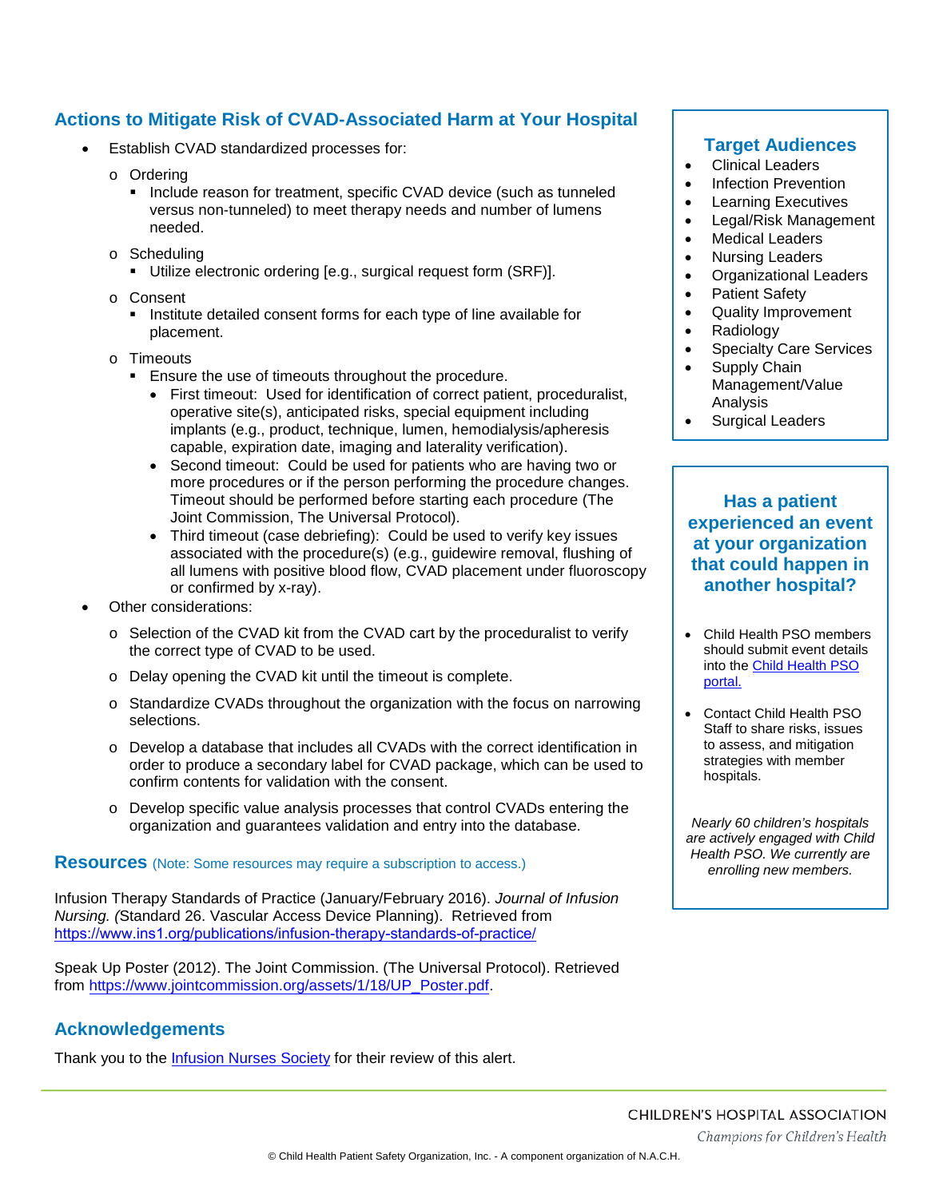## Actions to Mitigate Risk of CVAD-Associated Harm at Your Hospital

- Establish CVAD standardized processes for:
  - Ordering
    - Include reason for treatment, specific CVAD device (such as tunneled versus non-tunneled) to meet therapy needs and number of lumens needed.
  - Scheduling
    - Utilize electronic ordering [e.g., surgical request form (SRF)].
  - Consent
    - Institute detailed consent forms for each type of line available for placement.
  - Timeouts
    - Ensure the use of timeouts throughout the procedure.
      - First timeout: Used for identification of correct patient, proceduralist, operative site(s), anticipated risks, special equipment including implants (e.g., product, technique, lumen, hemodialysis/apheresis capable, expiration date, imaging and laterality verification).
      - Second timeout: Could be used for patients who are having two or more procedures or if the person performing the procedure changes. Timeout should be performed before starting each procedure (The Joint Commission, The Universal Protocol).
      - Third timeout (case debriefing): Could be used to verify key issues associated with the procedure(s) (e.g., guidewire removal, flushing of all lumens with positive blood flow, CVAD placement under fluoroscopy or confirmed by x-ray).
- Other considerations:
  - Selection of the CVAD kit from the CVAD cart by the proceduralist to verify the correct type of CVAD to be used.
  - Delay opening the CVAD kit until the timeout is complete.
  - Standardize CVADs throughout the organization with the focus on narrowing selections.
  - Develop a database that includes all CVADs with the correct identification in order to produce a secondary label for CVAD package, which can be used to confirm contents for validation with the consent.
  - Develop specific value analysis processes that control CVADs entering the organization and guarantees validation and entry into the database.

## Resources (Note: Some resources may require a subscription to access.)

Infusion Therapy Standards of Practice (January/February 2016). *Journal of Infusion Nursing. (*Standard 26. Vascular Access Device Planning). Retrieved from https://www.ins1.org/publications/infusion-therapy-standards-of-practice/

Speak Up Poster (2012). The Joint Commission. (The Universal Protocol). Retrieved from https://www.jointcommission.org/assets/1/18/UP_Poster.pdf.

## Acknowledgements

Thank you to the Infusion Nurses Society for their review of this alert.

### Target Audiences

- Clinical Leaders
- Infection Prevention
- Learning Executives
- Legal/Risk Management
- Medical Leaders
- Nursing Leaders
- Organizational Leaders
- Patient Safety
- Quality Improvement
- Radiology
- Specialty Care Services
- Supply Chain Management/Value Analysis
- Surgical Leaders

### Has a patient experienced an event at your organization that could happen in another hospital?

- Child Health PSO members should submit event details into the Child Health PSO portal.
- Contact Child Health PSO Staff to share risks, issues to assess, and mitigation strategies with member hospitals.

*Nearly 60 children's hospitals are actively engaged with Child Health PSO. We currently are enrolling new members.*

CHILDREN'S HOSPITAL ASSOCIATION
*Champions for Children's Health*

© Child Health Patient Safety Organization, Inc. - A component organization of N.A.C.H.